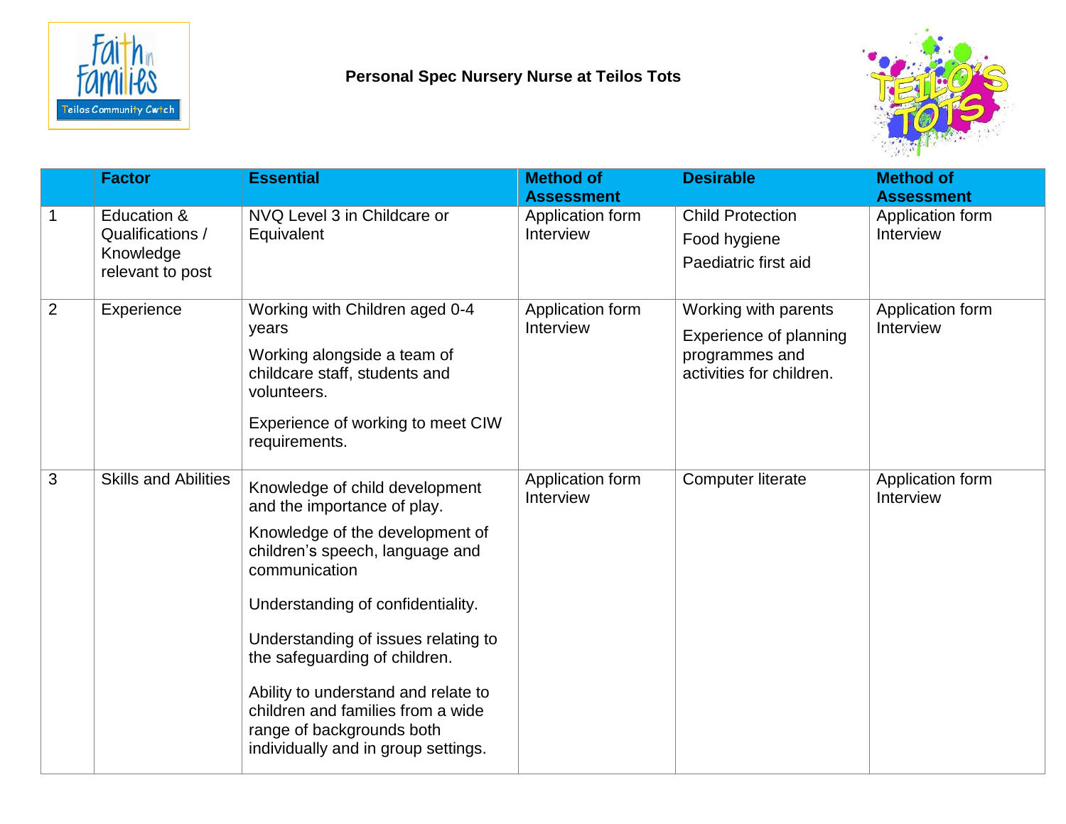**Personal Spec Nursery Nurse at Teilos Tots**

| | Factor | Essential | Method of Assessment | Desirable | Method of Assessment |
|---|---|---|---|---|---|
| 1 | Education & Qualifications / Knowledge relevant to post | NVQ Level 3 in Childcare or Equivalent | Application form Interview | Child Protection<br>Food hygiene<br>Paediatric first aid | Application form Interview |
| 2 | Experience | Working with Children aged 0-4 years<br>Working alongside a team of childcare staff, students and volunteers.<br>Experience of working to meet CIW requirements. | Application form Interview | Working with parents<br>Experience of planning programmes and activities for children. | Application form Interview |
| 3 | Skills and Abilities | Knowledge of child development and the importance of play.<br>Knowledge of the development of children's speech, language and communication<br>Understanding of confidentiality.<br>Understanding of issues relating to the safeguarding of children.<br>Ability to understand and relate to children and families from a wide range of backgrounds both individually and in group settings. | Application form Interview | Computer literate | Application form Interview |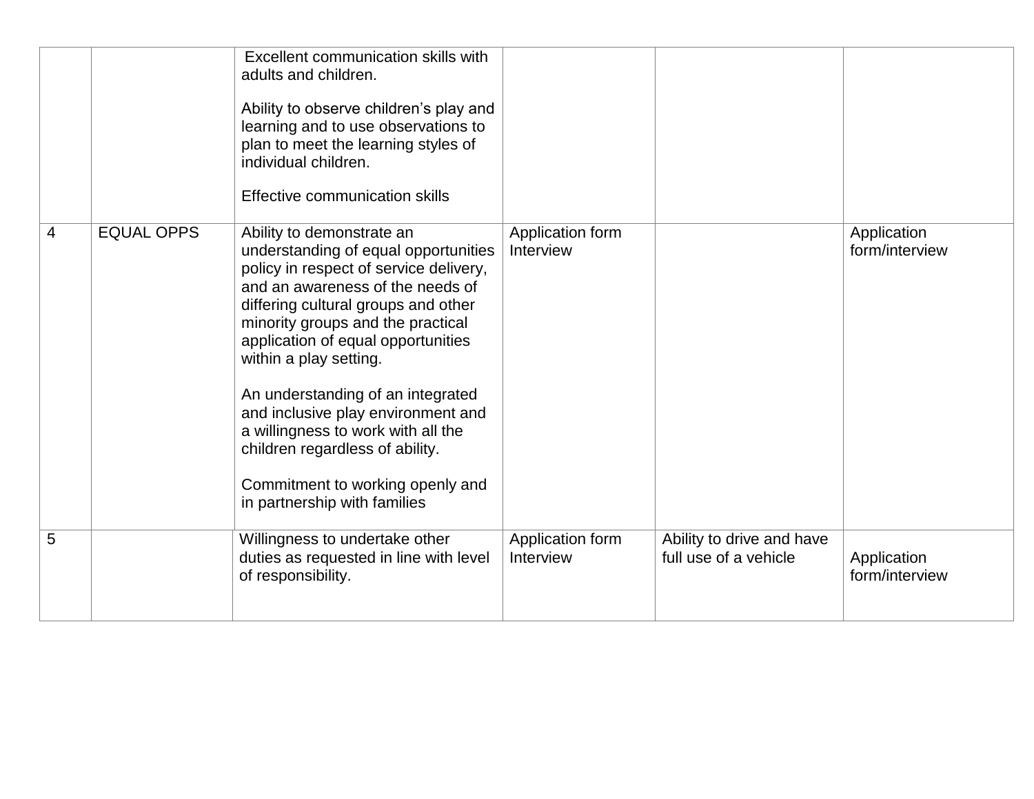| | | | | | |
|---|---|---|---|---|---|
| | | Excellent communication skills with adults and children.<br><br>Ability to observe children's play and learning and to use observations to plan to meet the learning styles of individual children.<br><br>Effective communication skills | | | |
| 4 | EQUAL OPPS | Ability to demonstrate an understanding of equal opportunities policy in respect of service delivery, and an awareness of the needs of differing cultural groups and other minority groups and the practical application of equal opportunities within a play setting.<br><br>An understanding of an integrated and inclusive play environment and a willingness to work with all the children regardless of ability.<br><br>Commitment to working openly and in partnership with families | Application form Interview | | Application form/interview |
| 5 | | Willingness to undertake other duties as requested in line with level of responsibility. | Application form Interview | Ability to drive and have full use of a vehicle | Application form/interview |